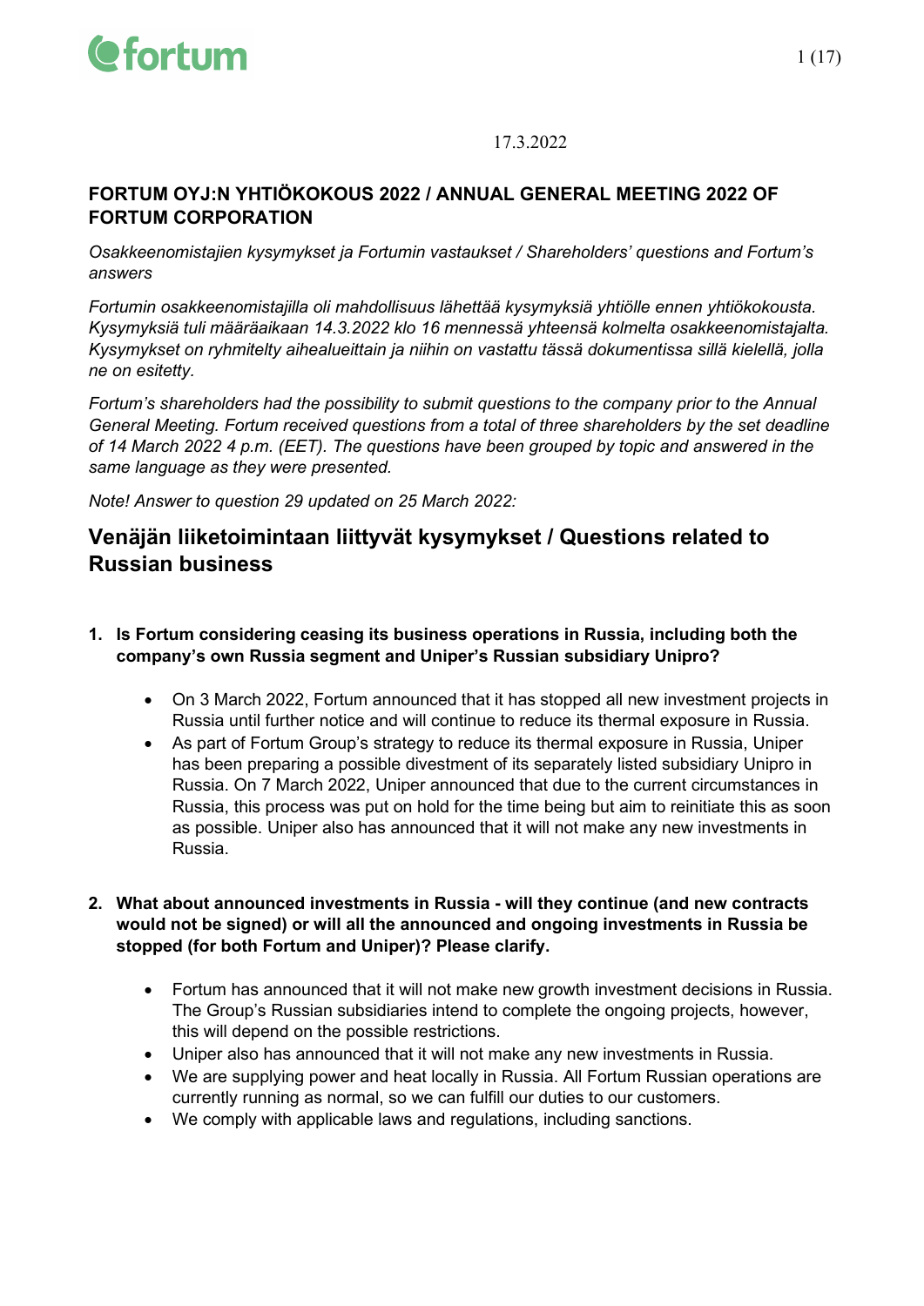17.3.2022

# FORTUM OYJ:N YHTIÖKOKOUS 2022 / ANNUAL GENERAL MEETING 2022 OF FORTUM CORPORATION

*Osakkeenomistajien kysymykset ja Fortumin vastaukset / Shareholders' questions and Fortum's answers*

*Fortumin osakkeenomistajilla oli mahdollisuus lähettää kysymyksiä yhtiölle ennen yhtiökokousta. Kysymyksiä tuli määräaikaan 14.3.2022 klo 16 mennessä yhteensä kolmelta osakkeenomistajalta. Kysymykset on ryhmitelty aihealueittain ja niihin on vastattu tässä dokumentissa sillä kielellä, jolla ne on esitetty.*

*Fortum's shareholders had the possibility to submit questions to the company prior to the Annual General Meeting. Fortum received questions from a total of three shareholders by the set deadline of 14 March 2022 4 p.m. (EET). The questions have been grouped by topic and answered in the same language as they were presented.*

*Note! Answer to question 29 updated on 25 March 2022:*

## Venäjän liiketoimintaan liittyvät kysymykset / Questions related to Russian business

1. **Is Fortum considering ceasing its business operations in Russia, including both the company's own Russia segment and Uniper's Russian subsidiary Unipro?**

   - On 3 March 2022, Fortum announced that it has stopped all new investment projects in Russia until further notice and will continue to reduce its thermal exposure in Russia.
   - As part of Fortum Group's strategy to reduce its thermal exposure in Russia, Uniper has been preparing a possible divestment of its separately listed subsidiary Unipro in Russia. On 7 March 2022, Uniper announced that due to the current circumstances in Russia, this process was put on hold for the time being but aim to reinitiate this as soon as possible. Uniper also has announced that it will not make any new investments in Russia.

2. **What about announced investments in Russia - will they continue (and new contracts would not be signed) or will all the announced and ongoing investments in Russia be stopped (for both Fortum and Uniper)? Please clarify.**

   - Fortum has announced that it will not make new growth investment decisions in Russia. The Group's Russian subsidiaries intend to complete the ongoing projects, however, this will depend on the possible restrictions.
   - Uniper also has announced that it will not make any new investments in Russia.
   - We are supplying power and heat locally in Russia. All Fortum Russian operations are currently running as normal, so we can fulfill our duties to our customers.
   - We comply with applicable laws and regulations, including sanctions.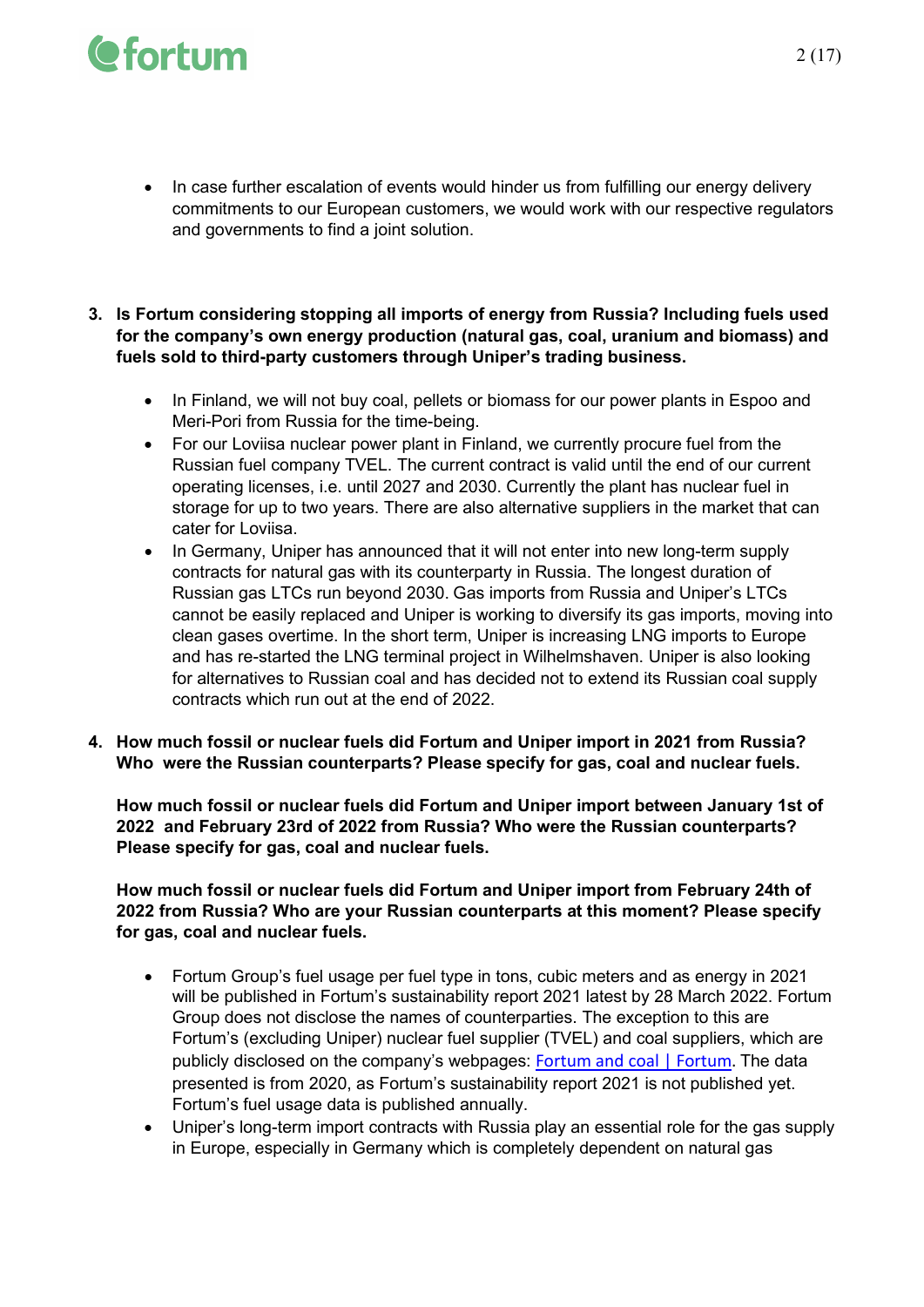- In case further escalation of events would hinder us from fulfilling our energy delivery commitments to our European customers, we would work with our respective regulators and governments to find a joint solution.

3. **Is Fortum considering stopping all imports of energy from Russia? Including fuels used for the company's own energy production (natural gas, coal, uranium and biomass) and fuels sold to third-party customers through Uniper's trading business.**

   - In Finland, we will not buy coal, pellets or biomass for our power plants in Espoo and Meri-Pori from Russia for the time-being.
   - For our Loviisa nuclear power plant in Finland, we currently procure fuel from the Russian fuel company TVEL. The current contract is valid until the end of our current operating licenses, i.e. until 2027 and 2030. Currently the plant has nuclear fuel in storage for up to two years. There are also alternative suppliers in the market that can cater for Loviisa.
   - In Germany, Uniper has announced that it will not enter into new long-term supply contracts for natural gas with its counterparty in Russia. The longest duration of Russian gas LTCs run beyond 2030. Gas imports from Russia and Uniper's LTCs cannot be easily replaced and Uniper is working to diversify its gas imports, moving into clean gases overtime. In the short term, Uniper is increasing LNG imports to Europe and has re-started the LNG terminal project in Wilhelmshaven. Uniper is also looking for alternatives to Russian coal and has decided not to extend its Russian coal supply contracts which run out at the end of 2022.

4. **How much fossil or nuclear fuels did Fortum and Uniper import in 2021 from Russia? Who were the Russian counterparts? Please specify for gas, coal and nuclear fuels.**

   **How much fossil or nuclear fuels did Fortum and Uniper import between January 1st of 2022 and February 23rd of 2022 from Russia? Who were the Russian counterparts? Please specify for gas, coal and nuclear fuels.**

   **How much fossil or nuclear fuels did Fortum and Uniper import from February 24th of 2022 from Russia? Who are your Russian counterparts at this moment? Please specify for gas, coal and nuclear fuels.**

   - Fortum Group's fuel usage per fuel type in tons, cubic meters and as energy in 2021 will be published in Fortum's sustainability report 2021 latest by 28 March 2022. Fortum Group does not disclose the names of counterparties. The exception to this are Fortum's (excluding Uniper) nuclear fuel supplier (TVEL) and coal suppliers, which are publicly disclosed on the company's webpages: [Fortum and coal | Fortum](). The data presented is from 2020, as Fortum's sustainability report 2021 is not published yet. Fortum's fuel usage data is published annually.
   - Uniper's long-term import contracts with Russia play an essential role for the gas supply in Europe, especially in Germany which is completely dependent on natural gas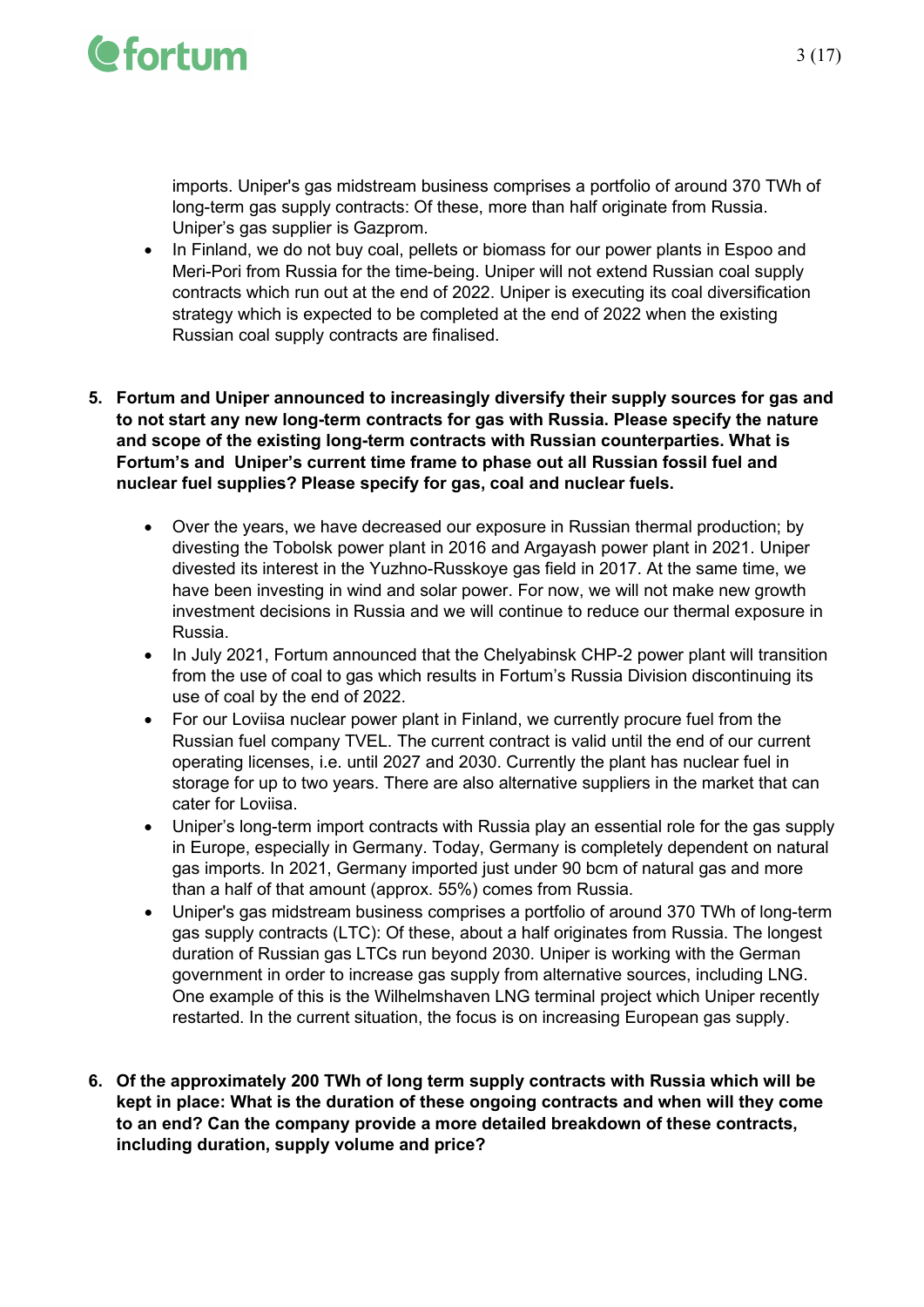imports. Uniper's gas midstream business comprises a portfolio of around 370 TWh of long-term gas supply contracts: Of these, more than half originate from Russia. Uniper's gas supplier is Gazprom.

- In Finland, we do not buy coal, pellets or biomass for our power plants in Espoo and Meri-Pori from Russia for the time-being. Uniper will not extend Russian coal supply contracts which run out at the end of 2022. Uniper is executing its coal diversification strategy which is expected to be completed at the end of 2022 when the existing Russian coal supply contracts are finalised.

5. **Fortum and Uniper announced to increasingly diversify their supply sources for gas and to not start any new long-term contracts for gas with Russia. Please specify the nature and scope of the existing long-term contracts with Russian counterparties. What is Fortum's and Uniper's current time frame to phase out all Russian fossil fuel and nuclear fuel supplies? Please specify for gas, coal and nuclear fuels.**

   - Over the years, we have decreased our exposure in Russian thermal production; by divesting the Tobolsk power plant in 2016 and Argayash power plant in 2021. Uniper divested its interest in the Yuzhno-Russkoye gas field in 2017. At the same time, we have been investing in wind and solar power. For now, we will not make new growth investment decisions in Russia and we will continue to reduce our thermal exposure in Russia.
   - In July 2021, Fortum announced that the Chelyabinsk CHP-2 power plant will transition from the use of coal to gas which results in Fortum's Russia Division discontinuing its use of coal by the end of 2022.
   - For our Loviisa nuclear power plant in Finland, we currently procure fuel from the Russian fuel company TVEL. The current contract is valid until the end of our current operating licenses, i.e. until 2027 and 2030. Currently the plant has nuclear fuel in storage for up to two years. There are also alternative suppliers in the market that can cater for Loviisa.
   - Uniper's long-term import contracts with Russia play an essential role for the gas supply in Europe, especially in Germany. Today, Germany is completely dependent on natural gas imports. In 2021, Germany imported just under 90 bcm of natural gas and more than a half of that amount (approx. 55%) comes from Russia.
   - Uniper's gas midstream business comprises a portfolio of around 370 TWh of long-term gas supply contracts (LTC): Of these, about a half originates from Russia. The longest duration of Russian gas LTCs run beyond 2030. Uniper is working with the German government in order to increase gas supply from alternative sources, including LNG. One example of this is the Wilhelmshaven LNG terminal project which Uniper recently restarted. In the current situation, the focus is on increasing European gas supply.

6. **Of the approximately 200 TWh of long term supply contracts with Russia which will be kept in place: What is the duration of these ongoing contracts and when will they come to an end? Can the company provide a more detailed breakdown of these contracts, including duration, supply volume and price?**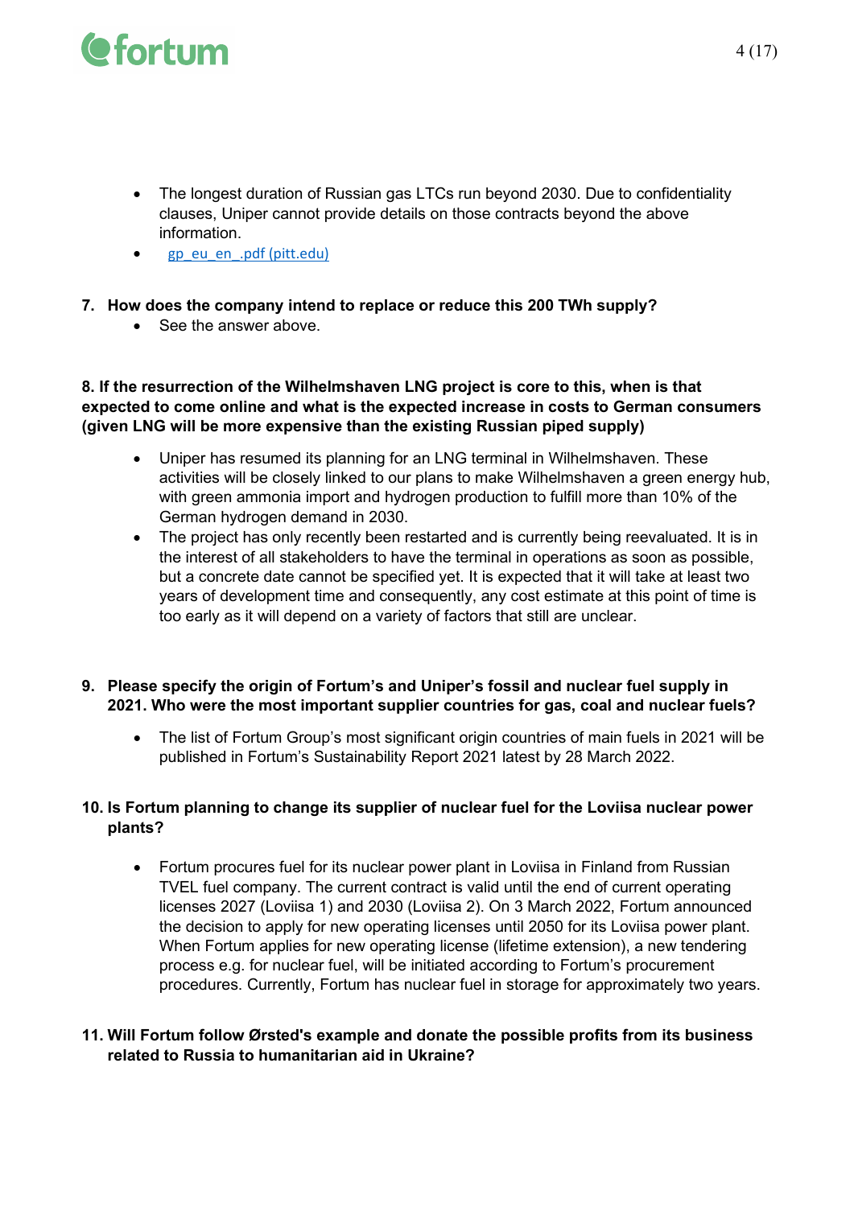- The longest duration of Russian gas LTCs run beyond 2030. Due to confidentiality clauses, Uniper cannot provide details on those contracts beyond the above information.
- gp_eu_en_.pdf (pitt.edu)

7. **How does the company intend to replace or reduce this 200 TWh supply?**
   - See the answer above.

**8. If the resurrection of the Wilhelmshaven LNG project is core to this, when is that expected to come online and what is the expected increase in costs to German consumers (given LNG will be more expensive than the existing Russian piped supply)**

- Uniper has resumed its planning for an LNG terminal in Wilhelmshaven. These activities will be closely linked to our plans to make Wilhelmshaven a green energy hub, with green ammonia import and hydrogen production to fulfill more than 10% of the German hydrogen demand in 2030.
- The project has only recently been restarted and is currently being reevaluated. It is in the interest of all stakeholders to have the terminal in operations as soon as possible, but a concrete date cannot be specified yet. It is expected that it will take at least two years of development time and consequently, any cost estimate at this point of time is too early as it will depend on a variety of factors that still are unclear.

9. **Please specify the origin of Fortum's and Uniper's fossil and nuclear fuel supply in 2021. Who were the most important supplier countries for gas, coal and nuclear fuels?**

   - The list of Fortum Group's most significant origin countries of main fuels in 2021 will be published in Fortum's Sustainability Report 2021 latest by 28 March 2022.

10. **Is Fortum planning to change its supplier of nuclear fuel for the Loviisa nuclear power plants?**

    - Fortum procures fuel for its nuclear power plant in Loviisa in Finland from Russian TVEL fuel company. The current contract is valid until the end of current operating licenses 2027 (Loviisa 1) and 2030 (Loviisa 2). On 3 March 2022, Fortum announced the decision to apply for new operating licenses until 2050 for its Loviisa power plant. When Fortum applies for new operating license (lifetime extension), a new tendering process e.g. for nuclear fuel, will be initiated according to Fortum's procurement procedures. Currently, Fortum has nuclear fuel in storage for approximately two years.

11. **Will Fortum follow Ørsted's example and donate the possible profits from its business related to Russia to humanitarian aid in Ukraine?**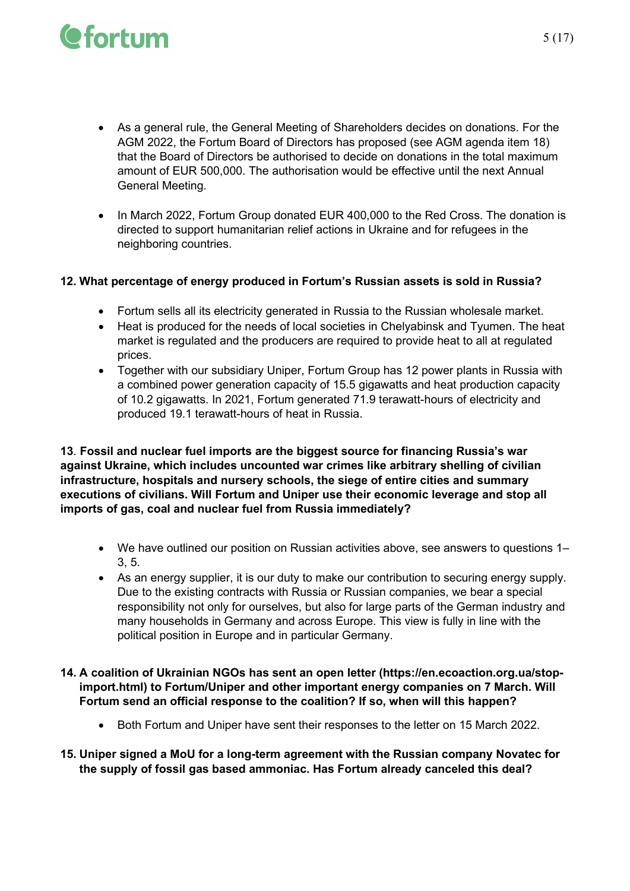- As a general rule, the General Meeting of Shareholders decides on donations. For the AGM 2022, the Fortum Board of Directors has proposed (see AGM agenda item 18) that the Board of Directors be authorised to decide on donations in the total maximum amount of EUR 500,000. The authorisation would be effective until the next Annual General Meeting.

- In March 2022, Fortum Group donated EUR 400,000 to the Red Cross. The donation is directed to support humanitarian relief actions in Ukraine and for refugees in the neighboring countries.

**12. What percentage of energy produced in Fortum's Russian assets is sold in Russia?**

- Fortum sells all its electricity generated in Russia to the Russian wholesale market.
- Heat is produced for the needs of local societies in Chelyabinsk and Tyumen. The heat market is regulated and the producers are required to provide heat to all at regulated prices.
- Together with our subsidiary Uniper, Fortum Group has 12 power plants in Russia with a combined power generation capacity of 15.5 gigawatts and heat production capacity of 10.2 gigawatts. In 2021, Fortum generated 71.9 terawatt-hours of electricity and produced 19.1 terawatt-hours of heat in Russia.

**13. Fossil and nuclear fuel imports are the biggest source for financing Russia's war against Ukraine, which includes uncounted war crimes like arbitrary shelling of civilian infrastructure, hospitals and nursery schools, the siege of entire cities and summary executions of civilians. Will Fortum and Uniper use their economic leverage and stop all imports of gas, coal and nuclear fuel from Russia immediately?**

- We have outlined our position on Russian activities above, see answers to questions 1–3, 5.
- As an energy supplier, it is our duty to make our contribution to securing energy supply. Due to the existing contracts with Russia or Russian companies, we bear a special responsibility not only for ourselves, but also for large parts of the German industry and many households in Germany and across Europe. This view is fully in line with the political position in Europe and in particular Germany.

**14. A coalition of Ukrainian NGOs has sent an open letter (https://en.ecoaction.org.ua/stop-import.html) to Fortum/Uniper and other important energy companies on 7 March. Will Fortum send an official response to the coalition? If so, when will this happen?**

- Both Fortum and Uniper have sent their responses to the letter on 15 March 2022.

**15. Uniper signed a MoU for a long-term agreement with the Russian company Novatec for the supply of fossil gas based ammoniac. Has Fortum already canceled this deal?**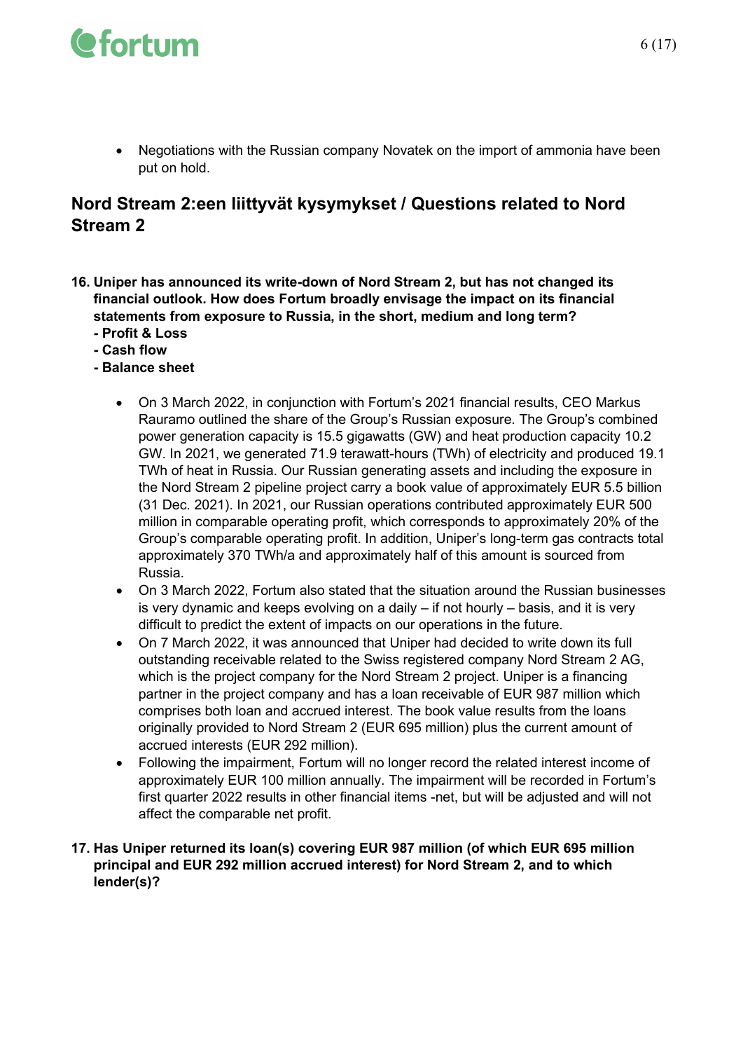- Negotiations with the Russian company Novatek on the import of ammonia have been put on hold.

## Nord Stream 2:een liittyvät kysymykset / Questions related to Nord Stream 2

**16. Uniper has announced its write-down of Nord Stream 2, but has not changed its financial outlook. How does Fortum broadly envisage the impact on its financial statements from exposure to Russia, in the short, medium and long term?**
**- Profit & Loss**
**- Cash flow**
**- Balance sheet**

- On 3 March 2022, in conjunction with Fortum's 2021 financial results, CEO Markus Rauramo outlined the share of the Group's Russian exposure. The Group's combined power generation capacity is 15.5 gigawatts (GW) and heat production capacity 10.2 GW. In 2021, we generated 71.9 terawatt-hours (TWh) of electricity and produced 19.1 TWh of heat in Russia. Our Russian generating assets and including the exposure in the Nord Stream 2 pipeline project carry a book value of approximately EUR 5.5 billion (31 Dec. 2021). In 2021, our Russian operations contributed approximately EUR 500 million in comparable operating profit, which corresponds to approximately 20% of the Group's comparable operating profit. In addition, Uniper's long-term gas contracts total approximately 370 TWh/a and approximately half of this amount is sourced from Russia.
- On 3 March 2022, Fortum also stated that the situation around the Russian businesses is very dynamic and keeps evolving on a daily – if not hourly – basis, and it is very difficult to predict the extent of impacts on our operations in the future.
- On 7 March 2022, it was announced that Uniper had decided to write down its full outstanding receivable related to the Swiss registered company Nord Stream 2 AG, which is the project company for the Nord Stream 2 project. Uniper is a financing partner in the project company and has a loan receivable of EUR 987 million which comprises both loan and accrued interest. The book value results from the loans originally provided to Nord Stream 2 (EUR 695 million) plus the current amount of accrued interests (EUR 292 million).
- Following the impairment, Fortum will no longer record the related interest income of approximately EUR 100 million annually. The impairment will be recorded in Fortum's first quarter 2022 results in other financial items -net, but will be adjusted and will not affect the comparable net profit.

**17. Has Uniper returned its loan(s) covering EUR 987 million (of which EUR 695 million principal and EUR 292 million accrued interest) for Nord Stream 2, and to which lender(s)?**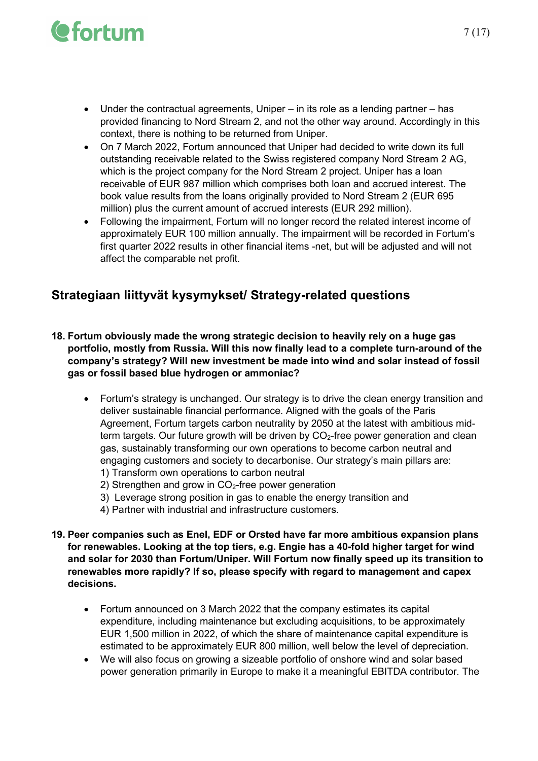- Under the contractual agreements, Uniper – in its role as a lending partner – has provided financing to Nord Stream 2, and not the other way around. Accordingly in this context, there is nothing to be returned from Uniper.
- On 7 March 2022, Fortum announced that Uniper had decided to write down its full outstanding receivable related to the Swiss registered company Nord Stream 2 AG, which is the project company for the Nord Stream 2 project. Uniper has a loan receivable of EUR 987 million which comprises both loan and accrued interest. The book value results from the loans originally provided to Nord Stream 2 (EUR 695 million) plus the current amount of accrued interests (EUR 292 million).
- Following the impairment, Fortum will no longer record the related interest income of approximately EUR 100 million annually. The impairment will be recorded in Fortum's first quarter 2022 results in other financial items -net, but will be adjusted and will not affect the comparable net profit.

## Strategiaan liittyvät kysymykset/ Strategy-related questions

**18. Fortum obviously made the wrong strategic decision to heavily rely on a huge gas portfolio, mostly from Russia. Will this now finally lead to a complete turn-around of the company's strategy? Will new investment be made into wind and solar instead of fossil gas or fossil based blue hydrogen or ammoniac?**

- Fortum's strategy is unchanged. Our strategy is to drive the clean energy transition and deliver sustainable financial performance. Aligned with the goals of the Paris Agreement, Fortum targets carbon neutrality by 2050 at the latest with ambitious mid-term targets. Our future growth will be driven by $CO_2$-free power generation and clean gas, sustainably transforming our own operations to become carbon neutral and engaging customers and society to decarbonise. Our strategy's main pillars are:
  1) Transform own operations to carbon neutral
  2) Strengthen and grow in $CO_2$-free power generation
  3) Leverage strong position in gas to enable the energy transition and
  4) Partner with industrial and infrastructure customers.

**19. Peer companies such as Enel, EDF or Orsted have far more ambitious expansion plans for renewables. Looking at the top tiers, e.g. Engie has a 40-fold higher target for wind and solar for 2030 than Fortum/Uniper. Will Fortum now finally speed up its transition to renewables more rapidly? If so, please specify with regard to management and capex decisions.**

- Fortum announced on 3 March 2022 that the company estimates its capital expenditure, including maintenance but excluding acquisitions, to be approximately EUR 1,500 million in 2022, of which the share of maintenance capital expenditure is estimated to be approximately EUR 800 million, well below the level of depreciation.
- We will also focus on growing a sizeable portfolio of onshore wind and solar based power generation primarily in Europe to make it a meaningful EBITDA contributor. The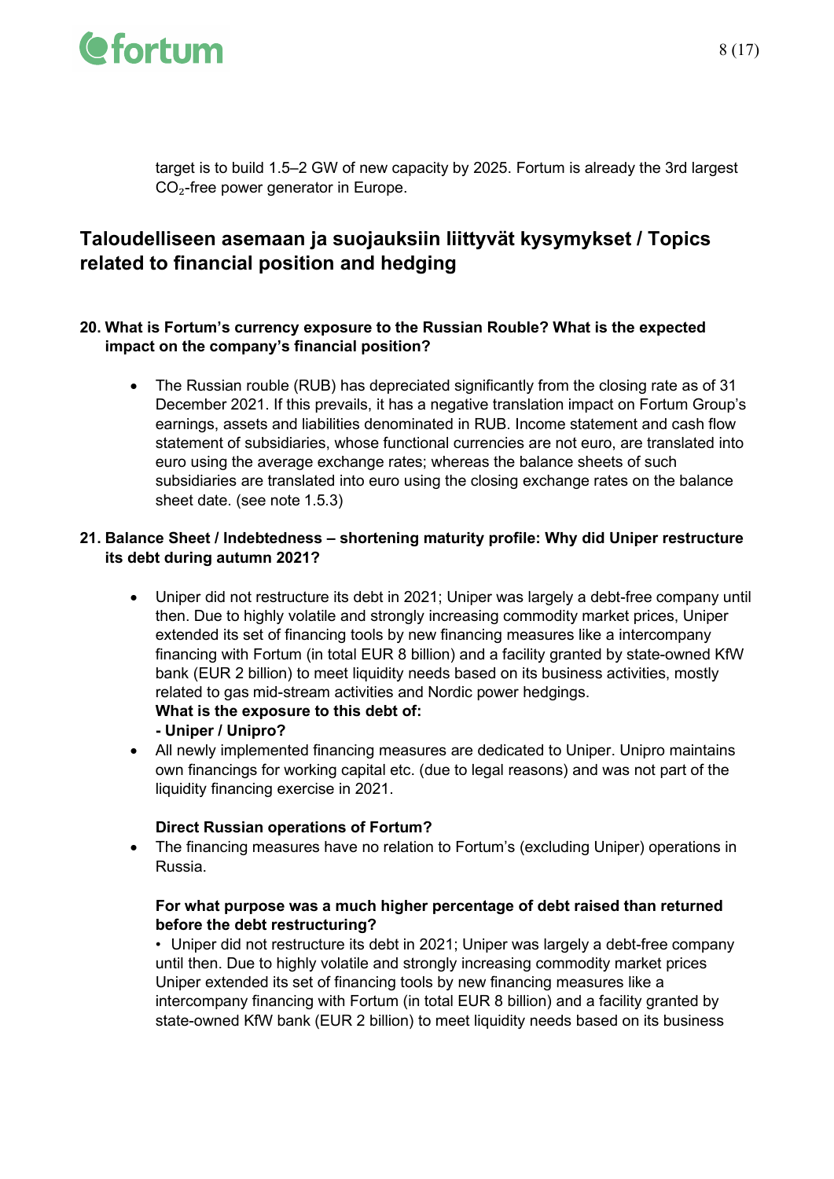target is to build 1.5–2 GW of new capacity by 2025. Fortum is already the 3rd largest $CO_2$-free power generator in Europe.

## Taloudelliseen asemaan ja suojauksiin liittyvät kysymykset / Topics related to financial position and hedging

**20. What is Fortum's currency exposure to the Russian Rouble? What is the expected impact on the company's financial position?**

- The Russian rouble (RUB) has depreciated significantly from the closing rate as of 31 December 2021. If this prevails, it has a negative translation impact on Fortum Group's earnings, assets and liabilities denominated in RUB. Income statement and cash flow statement of subsidiaries, whose functional currencies are not euro, are translated into euro using the average exchange rates; whereas the balance sheets of such subsidiaries are translated into euro using the closing exchange rates on the balance sheet date. (see note 1.5.3)

**21. Balance Sheet / Indebtedness – shortening maturity profile: Why did Uniper restructure its debt during autumn 2021?**

- Uniper did not restructure its debt in 2021; Uniper was largely a debt-free company until then. Due to highly volatile and strongly increasing commodity market prices, Uniper extended its set of financing tools by new financing measures like a intercompany financing with Fortum (in total EUR 8 billion) and a facility granted by state-owned KfW bank (EUR 2 billion) to meet liquidity needs based on its business activities, mostly related to gas mid-stream activities and Nordic power hedgings.
  **What is the exposure to this debt of:**
  **- Uniper / Unipro?**
- All newly implemented financing measures are dedicated to Uniper. Unipro maintains own financings for working capital etc. (due to legal reasons) and was not part of the liquidity financing exercise in 2021.

  **Direct Russian operations of Fortum?**
- The financing measures have no relation to Fortum's (excluding Uniper) operations in Russia.

  **For what purpose was a much higher percentage of debt raised than returned before the debt restructuring?**
  • Uniper did not restructure its debt in 2021; Uniper was largely a debt-free company until then. Due to highly volatile and strongly increasing commodity market prices Uniper extended its set of financing tools by new financing measures like a intercompany financing with Fortum (in total EUR 8 billion) and a facility granted by state-owned KfW bank (EUR 2 billion) to meet liquidity needs based on its business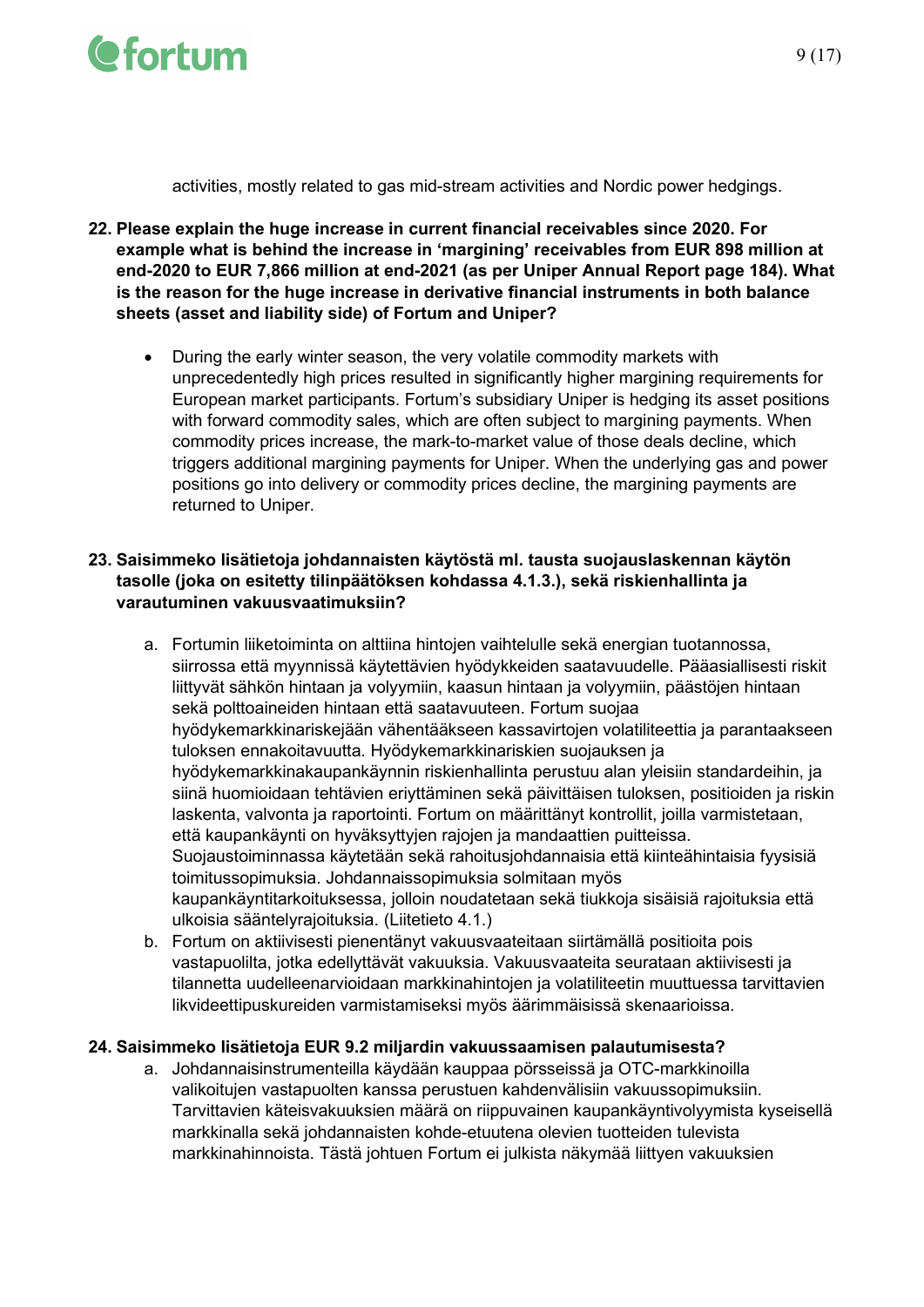activities, mostly related to gas mid-stream activities and Nordic power hedgings.

**22. Please explain the huge increase in current financial receivables since 2020. For example what is behind the increase in 'margining' receivables from EUR 898 million at end-2020 to EUR 7,866 million at end-2021 (as per Uniper Annual Report page 184). What is the reason for the huge increase in derivative financial instruments in both balance sheets (asset and liability side) of Fortum and Uniper?**

- During the early winter season, the very volatile commodity markets with unprecedentedly high prices resulted in significantly higher margining requirements for European market participants. Fortum's subsidiary Uniper is hedging its asset positions with forward commodity sales, which are often subject to margining payments. When commodity prices increase, the mark-to-market value of those deals decline, which triggers additional margining payments for Uniper. When the underlying gas and power positions go into delivery or commodity prices decline, the margining payments are returned to Uniper.

**23. Saisimmeko lisätietoja johdannaisten käytöstä ml. tausta suojauslaskennan käytön tasolle (joka on esitetty tilinpäätöksen kohdassa 4.1.3.), sekä riskienhallinta ja varautuminen vakuusvaatimuksiin?**

a. Fortumin liiketoiminta on alttiina hintojen vaihtelulle sekä energian tuotannossa, siirrossa että myynnissä käytettävien hyödykkeiden saatavuudelle. Pääasiallisesti riskit liittyvät sähkön hintaan ja volyymiin, kaasun hintaan ja volyymiin, päästöjen hintaan sekä polttoaineiden hintaan että saatavuuteen. Fortum suojaa hyödykemarkkinariskejään vähentääkseen kassavirtojen volatiliteettia ja parantaakseen tuloksen ennakoitavuutta. Hyödykemarkkinariskien suojauksen ja hyödykemarkkinakaupankäynnin riskienhallinta perustuu alan yleisiin standardeihin, ja siinä huomioidaan tehtävien eriyttäminen sekä päivittäisen tuloksen, positioiden ja riskin laskenta, valvonta ja raportointi. Fortum on määrittänyt kontrollit, joilla varmistetaan, että kaupankäynti on hyväksyttyjen rajojen ja mandaattien puitteissa. Suojaustoiminnassa käytetään sekä rahoitusjohdannaisia että kiinteähintaisia fyysisiä toimitussopimuksia. Johdannaissopimuksia solmitaan myös kaupankäyntitarkoituksessa, jolloin noudatetaan sekä tiukkoja sisäisiä rajoituksia että ulkoisia sääntelyrajoituksia. (Liitetieto 4.1.)

b. Fortum on aktiivisesti pienentänyt vakuusvaateitaan siirtämällä positioita pois vastapuolilta, jotka edellyttävät vakuuksia. Vakuusvaateita seurataan aktiivisesti ja tilannetta uudelleenarvioidaan markkinahintojen ja volatiliteettien muuttuessa tarvittavien likvideettipuskureiden varmistamiseksi myös äärimmäisissä skenaarioissa.

**24. Saisimmeko lisätietoja EUR 9.2 miljardin vakuussaamisen palautumisesta?**

a. Johdannaisinstrumenteilla käydään kauppaa pörsseissä ja OTC-markkinoilla valikoitujen vastapuolten kanssa perustuen kahdenvälisiin vakuussopimuksiin. Tarvittavien käteisvakuuksien määrä on riippuvainen kaupankäyntivolyymista kyseisellä markkinalla sekä johdannaisten kohde-etuutena olevien tuotteiden tulevista markkinahinnoista. Tästä johtuen Fortum ei julkista näkymää liittyen vakuuksien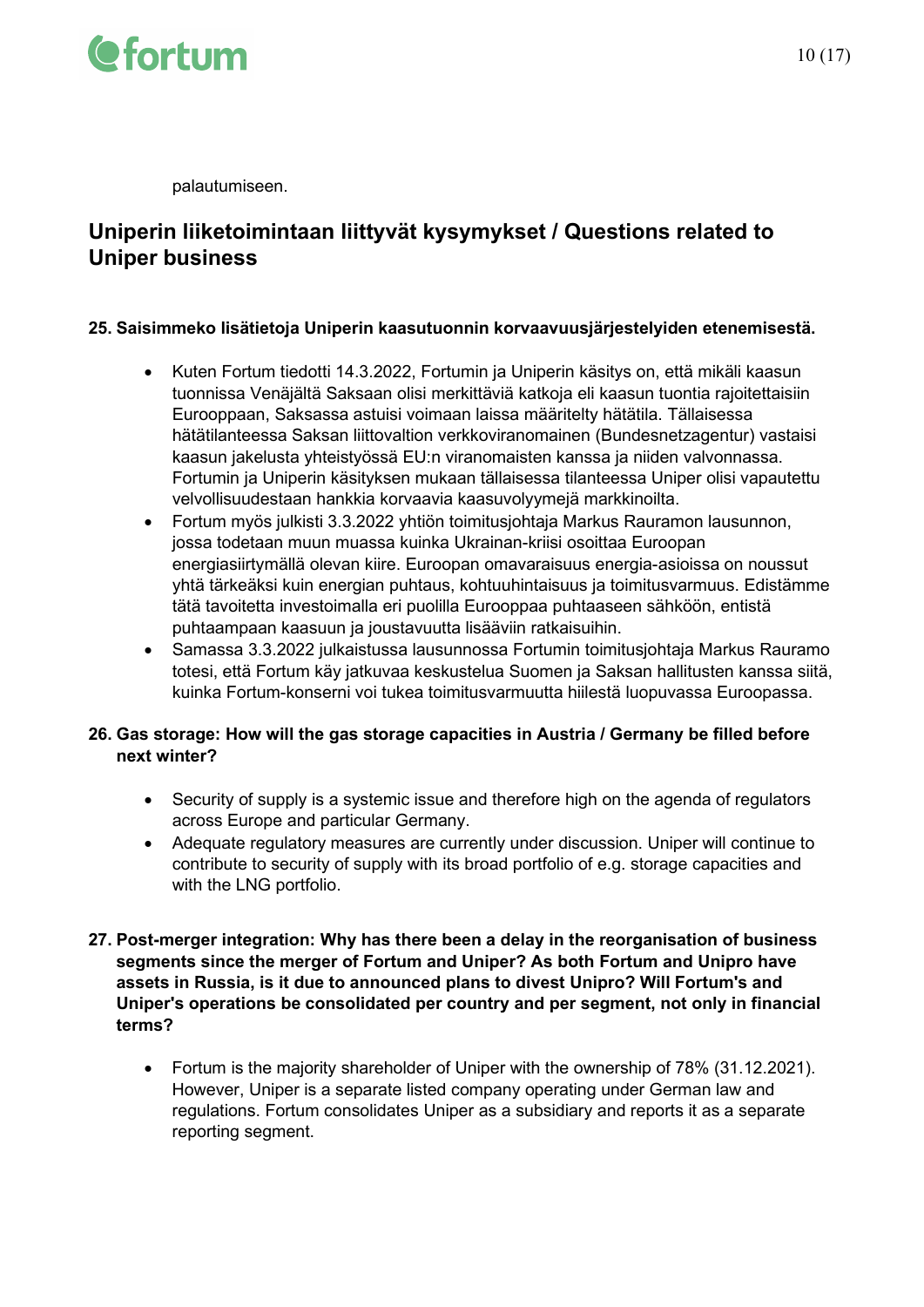palautumiseen.

## Uniperin liiketoimintaan liittyvät kysymykset / Questions related to Uniper business

### 25. Saisimmeko lisätietoja Uniperin kaasutuonnin korvaavuusjärjestelyiden etenemisestä.

- Kuten Fortum tiedotti 14.3.2022, Fortumin ja Uniperin käsitys on, että mikäli kaasun tuonnissa Venäjältä Saksaan olisi merkittäviä katkoja eli kaasun tuontia rajoitettaisiin Eurooppaan, Saksassa astuisi voimaan laissa määritelty hätätila. Tällaisessa hätätilanteessa Saksan liittovaltion verkkoviranomainen (Bundesnetzagentur) vastaisi kaasun jakelusta yhteistyössä EU:n viranomaisten kanssa ja niiden valvonnassa. Fortumin ja Uniperin käsityksen mukaan tällaisessa tilanteessa Uniper olisi vapautettu velvollisuudestaan hankkia korvaavia kaasuvolyymejä markkinoilta.
- Fortum myös julkisti 3.3.2022 yhtiön toimitusjohtaja Markus Rauramon lausunnon, jossa todetaan muun muassa kuinka Ukrainan-kriisi osoittaa Euroopan energiasiirtymällä olevan kiire. Euroopan omavaraisuus energia-asioissa on noussut yhtä tärkeäksi kuin energian puhtaus, kohtuuhintaisuus ja toimitusvarmuus. Edistämme tätä tavoitetta investoimalla eri puolilla Eurooppaa puhtaaseen sähköön, entistä puhtaampaan kaasuun ja joustavuutta lisääviin ratkaisuihin.
- Samassa 3.3.2022 julkaistussa lausunnossa Fortumin toimitusjohtaja Markus Rauramo totesi, että Fortum käy jatkuvaa keskustelua Suomen ja Saksan hallitusten kanssa siitä, kuinka Fortum-konserni voi tukea toimitusvarmuutta hiilestä luopuvassa Euroopassa.

### 26. Gas storage: How will the gas storage capacities in Austria / Germany be filled before next winter?

- Security of supply is a systemic issue and therefore high on the agenda of regulators across Europe and particular Germany.
- Adequate regulatory measures are currently under discussion. Uniper will continue to contribute to security of supply with its broad portfolio of e.g. storage capacities and with the LNG portfolio.

### 27. Post-merger integration: Why has there been a delay in the reorganisation of business segments since the merger of Fortum and Uniper? As both Fortum and Unipro have assets in Russia, is it due to announced plans to divest Unipro? Will Fortum's and Uniper's operations be consolidated per country and per segment, not only in financial terms?

- Fortum is the majority shareholder of Uniper with the ownership of 78% (31.12.2021). However, Uniper is a separate listed company operating under German law and regulations. Fortum consolidates Uniper as a subsidiary and reports it as a separate reporting segment.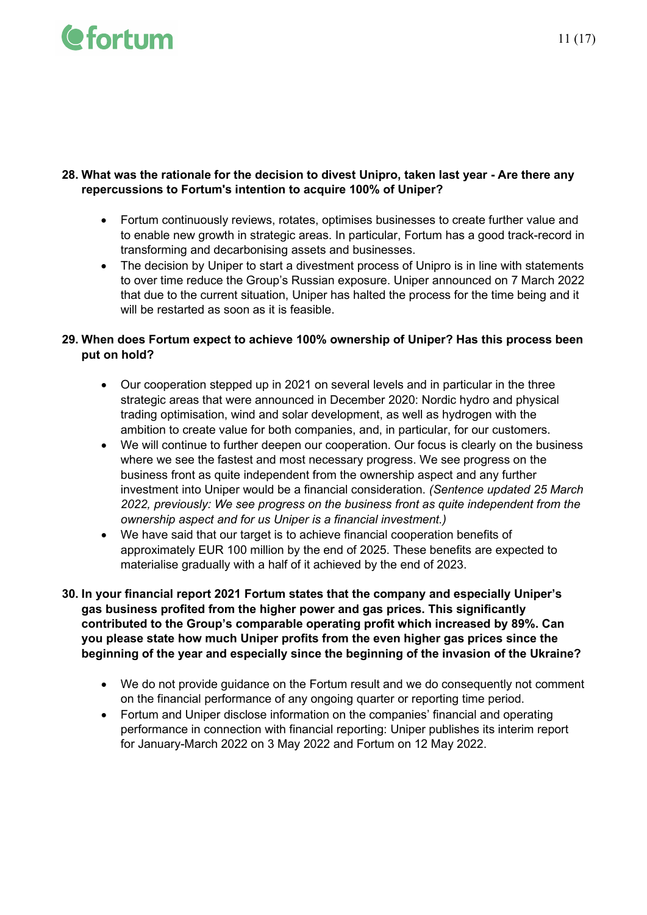**28. What was the rationale for the decision to divest Unipro, taken last year - Are there any repercussions to Fortum's intention to acquire 100% of Uniper?**

- Fortum continuously reviews, rotates, optimises businesses to create further value and to enable new growth in strategic areas. In particular, Fortum has a good track-record in transforming and decarbonising assets and businesses.
- The decision by Uniper to start a divestment process of Unipro is in line with statements to over time reduce the Group's Russian exposure. Uniper announced on 7 March 2022 that due to the current situation, Uniper has halted the process for the time being and it will be restarted as soon as it is feasible.

**29. When does Fortum expect to achieve 100% ownership of Uniper? Has this process been put on hold?**

- Our cooperation stepped up in 2021 on several levels and in particular in the three strategic areas that were announced in December 2020: Nordic hydro and physical trading optimisation, wind and solar development, as well as hydrogen with the ambition to create value for both companies, and, in particular, for our customers.
- We will continue to further deepen our cooperation. Our focus is clearly on the business where we see the fastest and most necessary progress. We see progress on the business front as quite independent from the ownership aspect and any further investment into Uniper would be a financial consideration. *(Sentence updated 25 March 2022, previously: We see progress on the business front as quite independent from the ownership aspect and for us Uniper is a financial investment.)*
- We have said that our target is to achieve financial cooperation benefits of approximately EUR 100 million by the end of 2025. These benefits are expected to materialise gradually with a half of it achieved by the end of 2023.

**30. In your financial report 2021 Fortum states that the company and especially Uniper's gas business profited from the higher power and gas prices. This significantly contributed to the Group's comparable operating profit which increased by 89%. Can you please state how much Uniper profits from the even higher gas prices since the beginning of the year and especially since the beginning of the invasion of the Ukraine?**

- We do not provide guidance on the Fortum result and we do consequently not comment on the financial performance of any ongoing quarter or reporting time period.
- Fortum and Uniper disclose information on the companies' financial and operating performance in connection with financial reporting: Uniper publishes its interim report for January-March 2022 on 3 May 2022 and Fortum on 12 May 2022.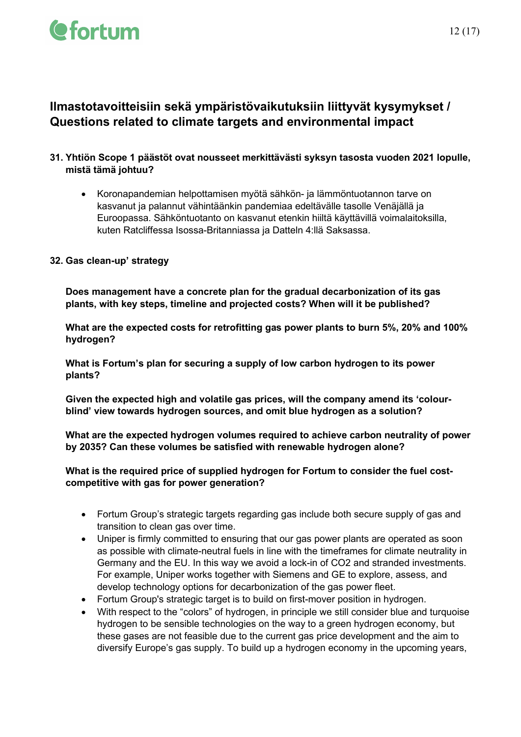## Ilmastotavoitteisiin sekä ympäristövaikutuksiin liittyvät kysymykset / Questions related to climate targets and environmental impact

**31. Yhtiön Scope 1 päästöt ovat nousseet merkittävästi syksyn tasosta vuoden 2021 lopulle, mistä tämä johtuu?**

- Koronapandemian helpottamisen myötä sähkön- ja lämmöntuotannon tarve on kasvanut ja palannut vähintäänkin pandemiaa edeltävälle tasolle Venäjällä ja Euroopassa. Sähköntuotanto on kasvanut etenkin hiiltä käyttävillä voimalaitoksilla, kuten Ratcliffessa Isossa-Britanniassa ja Datteln 4:llä Saksassa.

**32. Gas clean-up' strategy**

**Does management have a concrete plan for the gradual decarbonization of its gas plants, with key steps, timeline and projected costs? When will it be published?**

**What are the expected costs for retrofitting gas power plants to burn 5%, 20% and 100% hydrogen?**

**What is Fortum's plan for securing a supply of low carbon hydrogen to its power plants?**

**Given the expected high and volatile gas prices, will the company amend its 'colour-blind' view towards hydrogen sources, and omit blue hydrogen as a solution?**

**What are the expected hydrogen volumes required to achieve carbon neutrality of power by 2035? Can these volumes be satisfied with renewable hydrogen alone?**

**What is the required price of supplied hydrogen for Fortum to consider the fuel cost-competitive with gas for power generation?**

- Fortum Group's strategic targets regarding gas include both secure supply of gas and transition to clean gas over time.
- Uniper is firmly committed to ensuring that our gas power plants are operated as soon as possible with climate-neutral fuels in line with the timeframes for climate neutrality in Germany and the EU. In this way we avoid a lock-in of $CO_2$ and stranded investments. For example, Uniper works together with Siemens and GE to explore, assess, and develop technology options for decarbonization of the gas power fleet.
- Fortum Group's strategic target is to build on first-mover position in hydrogen.
- With respect to the "colors" of hydrogen, in principle we still consider blue and turquoise hydrogen to be sensible technologies on the way to a green hydrogen economy, but these gases are not feasible due to the current gas price development and the aim to diversify Europe's gas supply. To build up a hydrogen economy in the upcoming years,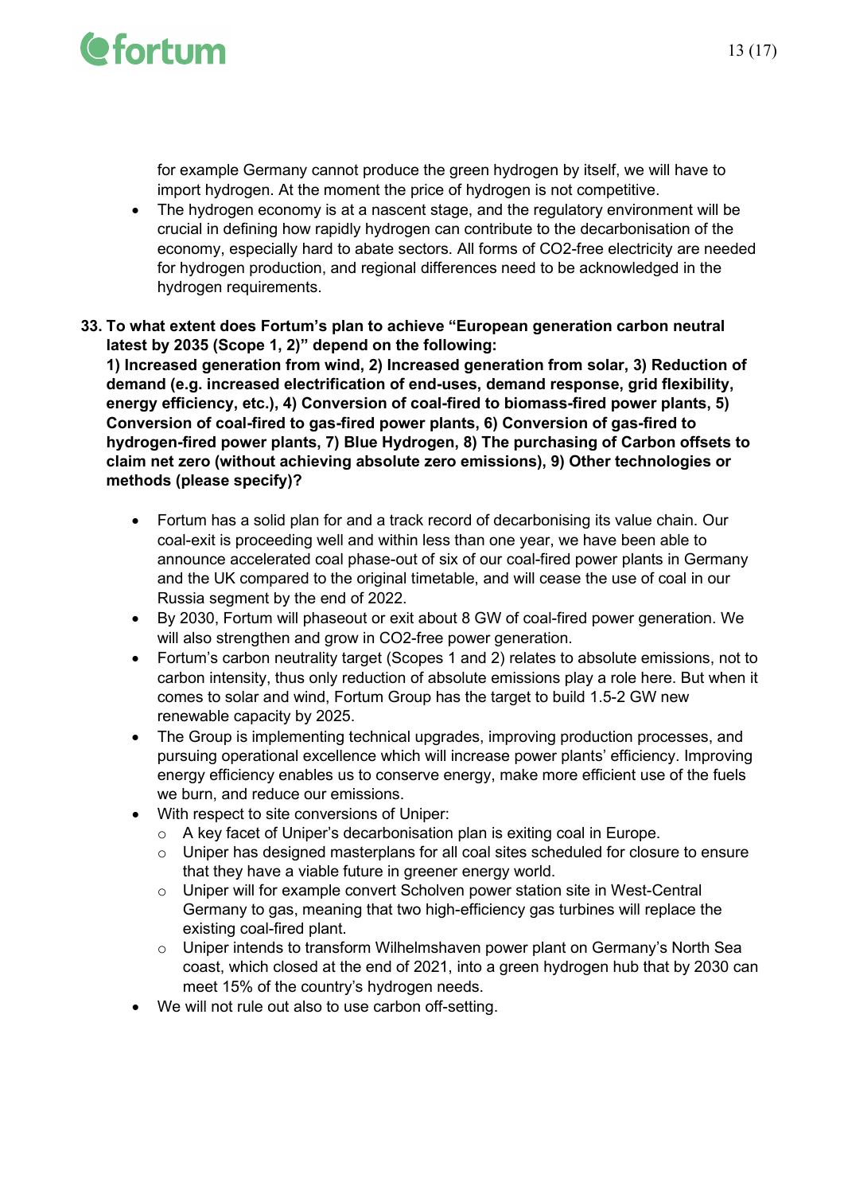for example Germany cannot produce the green hydrogen by itself, we will have to import hydrogen. At the moment the price of hydrogen is not competitive.
- The hydrogen economy is at a nascent stage, and the regulatory environment will be crucial in defining how rapidly hydrogen can contribute to the decarbonisation of the economy, especially hard to abate sectors. All forms of CO2-free electricity are needed for hydrogen production, and regional differences need to be acknowledged in the hydrogen requirements.

**33. To what extent does Fortum's plan to achieve "European generation carbon neutral latest by 2035 (Scope 1, 2)" depend on the following: 1) Increased generation from wind, 2) Increased generation from solar, 3) Reduction of demand (e.g. increased electrification of end-uses, demand response, grid flexibility, energy efficiency, etc.), 4) Conversion of coal-fired to biomass-fired power plants, 5) Conversion of coal-fired to gas-fired power plants, 6) Conversion of gas-fired to hydrogen-fired power plants, 7) Blue Hydrogen, 8) The purchasing of Carbon offsets to claim net zero (without achieving absolute zero emissions), 9) Other technologies or methods (please specify)?**

- Fortum has a solid plan for and a track record of decarbonising its value chain. Our coal-exit is proceeding well and within less than one year, we have been able to announce accelerated coal phase-out of six of our coal-fired power plants in Germany and the UK compared to the original timetable, and will cease the use of coal in our Russia segment by the end of 2022.
- By 2030, Fortum will phaseout or exit about 8 GW of coal-fired power generation. We will also strengthen and grow in CO2-free power generation.
- Fortum's carbon neutrality target (Scopes 1 and 2) relates to absolute emissions, not to carbon intensity, thus only reduction of absolute emissions play a role here. But when it comes to solar and wind, Fortum Group has the target to build 1.5-2 GW new renewable capacity by 2025.
- The Group is implementing technical upgrades, improving production processes, and pursuing operational excellence which will increase power plants' efficiency. Improving energy efficiency enables us to conserve energy, make more efficient use of the fuels we burn, and reduce our emissions.
- With respect to site conversions of Uniper:
  - A key facet of Uniper's decarbonisation plan is exiting coal in Europe.
  - Uniper has designed masterplans for all coal sites scheduled for closure to ensure that they have a viable future in greener energy world.
  - Uniper will for example convert Scholven power station site in West-Central Germany to gas, meaning that two high-efficiency gas turbines will replace the existing coal-fired plant.
  - Uniper intends to transform Wilhelmshaven power plant on Germany's North Sea coast, which closed at the end of 2021, into a green hydrogen hub that by 2030 can meet 15% of the country's hydrogen needs.
- We will not rule out also to use carbon off-setting.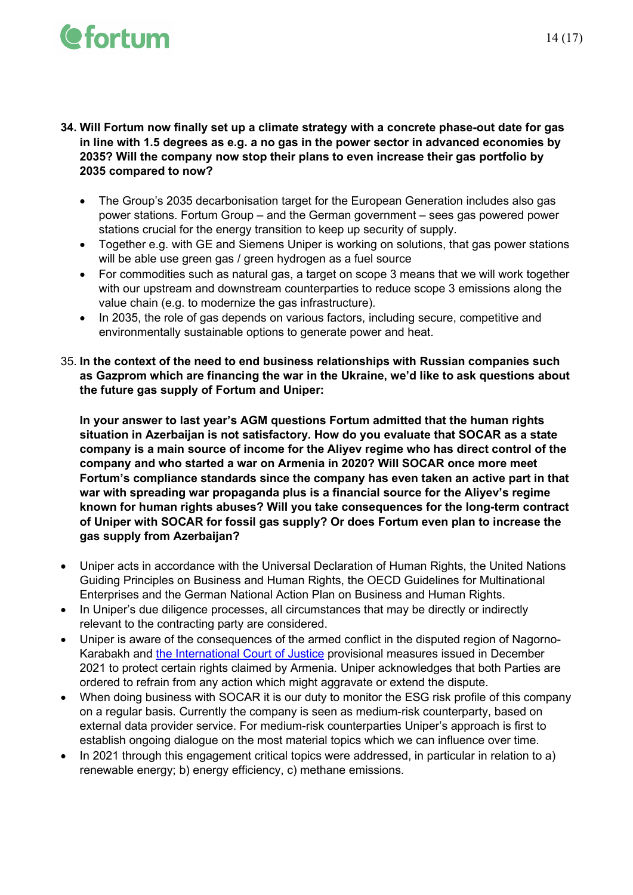**34. Will Fortum now finally set up a climate strategy with a concrete phase-out date for gas in line with 1.5 degrees as e.g. a no gas in the power sector in advanced economies by 2035? Will the company now stop their plans to even increase their gas portfolio by 2035 compared to now?**

- The Group's 2035 decarbonisation target for the European Generation includes also gas power stations. Fortum Group – and the German government – sees gas powered power stations crucial for the energy transition to keep up security of supply.
- Together e.g. with GE and Siemens Uniper is working on solutions, that gas power stations will be able use green gas / green hydrogen as a fuel source
- For commodities such as natural gas, a target on scope 3 means that we will work together with our upstream and downstream counterparties to reduce scope 3 emissions along the value chain (e.g. to modernize the gas infrastructure).
- In 2035, the role of gas depends on various factors, including secure, competitive and environmentally sustainable options to generate power and heat.

35. **In the context of the need to end business relationships with Russian companies such as Gazprom which are financing the war in the Ukraine, we'd like to ask questions about the future gas supply of Fortum and Uniper:**

**In your answer to last year's AGM questions Fortum admitted that the human rights situation in Azerbaijan is not satisfactory. How do you evaluate that SOCAR as a state company is a main source of income for the Aliyev regime who has direct control of the company and who started a war on Armenia in 2020? Will SOCAR once more meet Fortum's compliance standards since the company has even taken an active part in that war with spreading war propaganda plus is a financial source for the Aliyev's regime known for human rights abuses? Will you take consequences for the long-term contract of Uniper with SOCAR for fossil gas supply? Or does Fortum even plan to increase the gas supply from Azerbaijan?**

- Uniper acts in accordance with the Universal Declaration of Human Rights, the United Nations Guiding Principles on Business and Human Rights, the OECD Guidelines for Multinational Enterprises and the German National Action Plan on Business and Human Rights.
- In Uniper's due diligence processes, all circumstances that may be directly or indirectly relevant to the contracting party are considered.
- Uniper is aware of the consequences of the armed conflict in the disputed region of Nagorno-Karabakh and the International Court of Justice provisional measures issued in December 2021 to protect certain rights claimed by Armenia. Uniper acknowledges that both Parties are ordered to refrain from any action which might aggravate or extend the dispute.
- When doing business with SOCAR it is our duty to monitor the ESG risk profile of this company on a regular basis. Currently the company is seen as medium-risk counterparty, based on external data provider service. For medium-risk counterparties Uniper's approach is first to establish ongoing dialogue on the most material topics which we can influence over time.
- In 2021 through this engagement critical topics were addressed, in particular in relation to a) renewable energy; b) energy efficiency, c) methane emissions.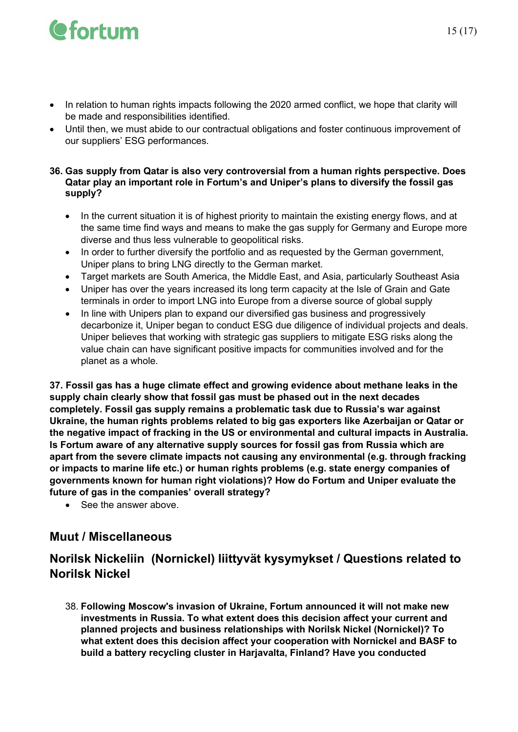- In relation to human rights impacts following the 2020 armed conflict, we hope that clarity will be made and responsibilities identified.
- Until then, we must abide to our contractual obligations and foster continuous improvement of our suppliers' ESG performances.

**36. Gas supply from Qatar is also very controversial from a human rights perspective. Does Qatar play an important role in Fortum's and Uniper's plans to diversify the fossil gas supply?**

- In the current situation it is of highest priority to maintain the existing energy flows, and at the same time find ways and means to make the gas supply for Germany and Europe more diverse and thus less vulnerable to geopolitical risks.
- In order to further diversify the portfolio and as requested by the German government, Uniper plans to bring LNG directly to the German market.
- Target markets are South America, the Middle East, and Asia, particularly Southeast Asia
- Uniper has over the years increased its long term capacity at the Isle of Grain and Gate terminals in order to import LNG into Europe from a diverse source of global supply
- In line with Unipers plan to expand our diversified gas business and progressively decarbonize it, Uniper began to conduct ESG due diligence of individual projects and deals. Uniper believes that working with strategic gas suppliers to mitigate ESG risks along the value chain can have significant positive impacts for communities involved and for the planet as a whole.

**37. Fossil gas has a huge climate effect and growing evidence about methane leaks in the supply chain clearly show that fossil gas must be phased out in the next decades completely. Fossil gas supply remains a problematic task due to Russia's war against Ukraine, the human rights problems related to big gas exporters like Azerbaijan or Qatar or the negative impact of fracking in the US or environmental and cultural impacts in Australia. Is Fortum aware of any alternative supply sources for fossil gas from Russia which are apart from the severe climate impacts not causing any environmental (e.g. through fracking or impacts to marine life etc.) or human rights problems (e.g. state energy companies of governments known for human right violations)? How do Fortum and Uniper evaluate the future of gas in the companies' overall strategy?**

- See the answer above.

## Muut / Miscellaneous

## Norilsk Nickeliin (Nornickel) liittyvät kysymykset / Questions related to Norilsk Nickel

38. **Following Moscow's invasion of Ukraine, Fortum announced it will not make new investments in Russia. To what extent does this decision affect your current and planned projects and business relationships with Norilsk Nickel (Nornickel)? To what extent does this decision affect your cooperation with Nornickel and BASF to build a battery recycling cluster in Harjavalta, Finland? Have you conducted**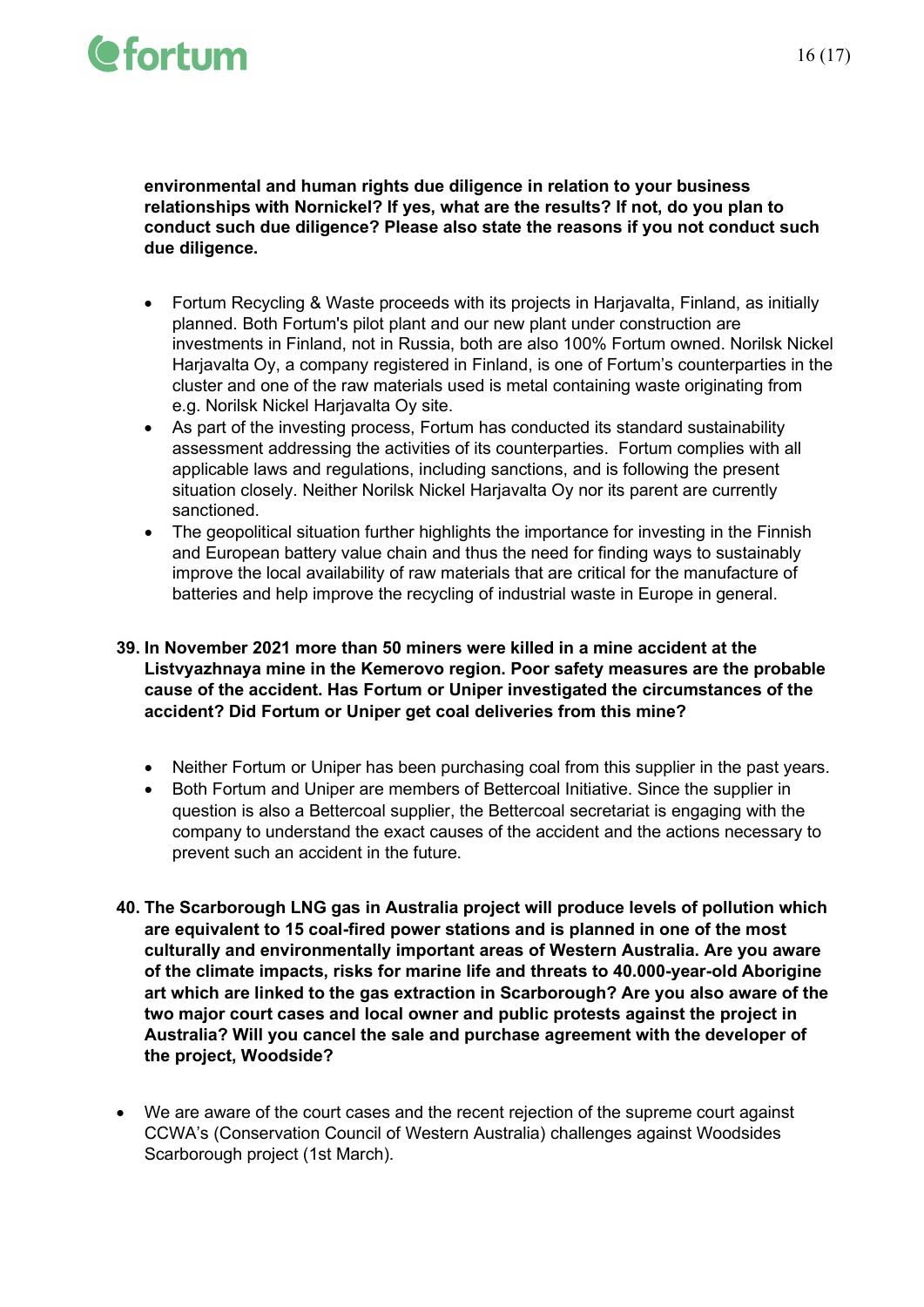**environmental and human rights due diligence in relation to your business relationships with Nornickel? If yes, what are the results? If not, do you plan to conduct such due diligence? Please also state the reasons if you not conduct such due diligence.**

- Fortum Recycling & Waste proceeds with its projects in Harjavalta, Finland, as initially planned. Both Fortum's pilot plant and our new plant under construction are investments in Finland, not in Russia, both are also 100% Fortum owned. Norilsk Nickel Harjavalta Oy, a company registered in Finland, is one of Fortum's counterparties in the cluster and one of the raw materials used is metal containing waste originating from e.g. Norilsk Nickel Harjavalta Oy site.
- As part of the investing process, Fortum has conducted its standard sustainability assessment addressing the activities of its counterparties. Fortum complies with all applicable laws and regulations, including sanctions, and is following the present situation closely. Neither Norilsk Nickel Harjavalta Oy nor its parent are currently sanctioned.
- The geopolitical situation further highlights the importance for investing in the Finnish and European battery value chain and thus the need for finding ways to sustainably improve the local availability of raw materials that are critical for the manufacture of batteries and help improve the recycling of industrial waste in Europe in general.

**39. In November 2021 more than 50 miners were killed in a mine accident at the Listvyazhnaya mine in the Kemerovo region. Poor safety measures are the probable cause of the accident. Has Fortum or Uniper investigated the circumstances of the accident? Did Fortum or Uniper get coal deliveries from this mine?**

- Neither Fortum or Uniper has been purchasing coal from this supplier in the past years.
- Both Fortum and Uniper are members of Bettercoal Initiative. Since the supplier in question is also a Bettercoal supplier, the Bettercoal secretariat is engaging with the company to understand the exact causes of the accident and the actions necessary to prevent such an accident in the future.

**40. The Scarborough LNG gas in Australia project will produce levels of pollution which are equivalent to 15 coal-fired power stations and is planned in one of the most culturally and environmentally important areas of Western Australia. Are you aware of the climate impacts, risks for marine life and threats to 40.000-year-old Aborigine art which are linked to the gas extraction in Scarborough? Are you also aware of the two major court cases and local owner and public protests against the project in Australia? Will you cancel the sale and purchase agreement with the developer of the project, Woodside?**

- We are aware of the court cases and the recent rejection of the supreme court against CCWA's (Conservation Council of Western Australia) challenges against Woodsides Scarborough project (1st March).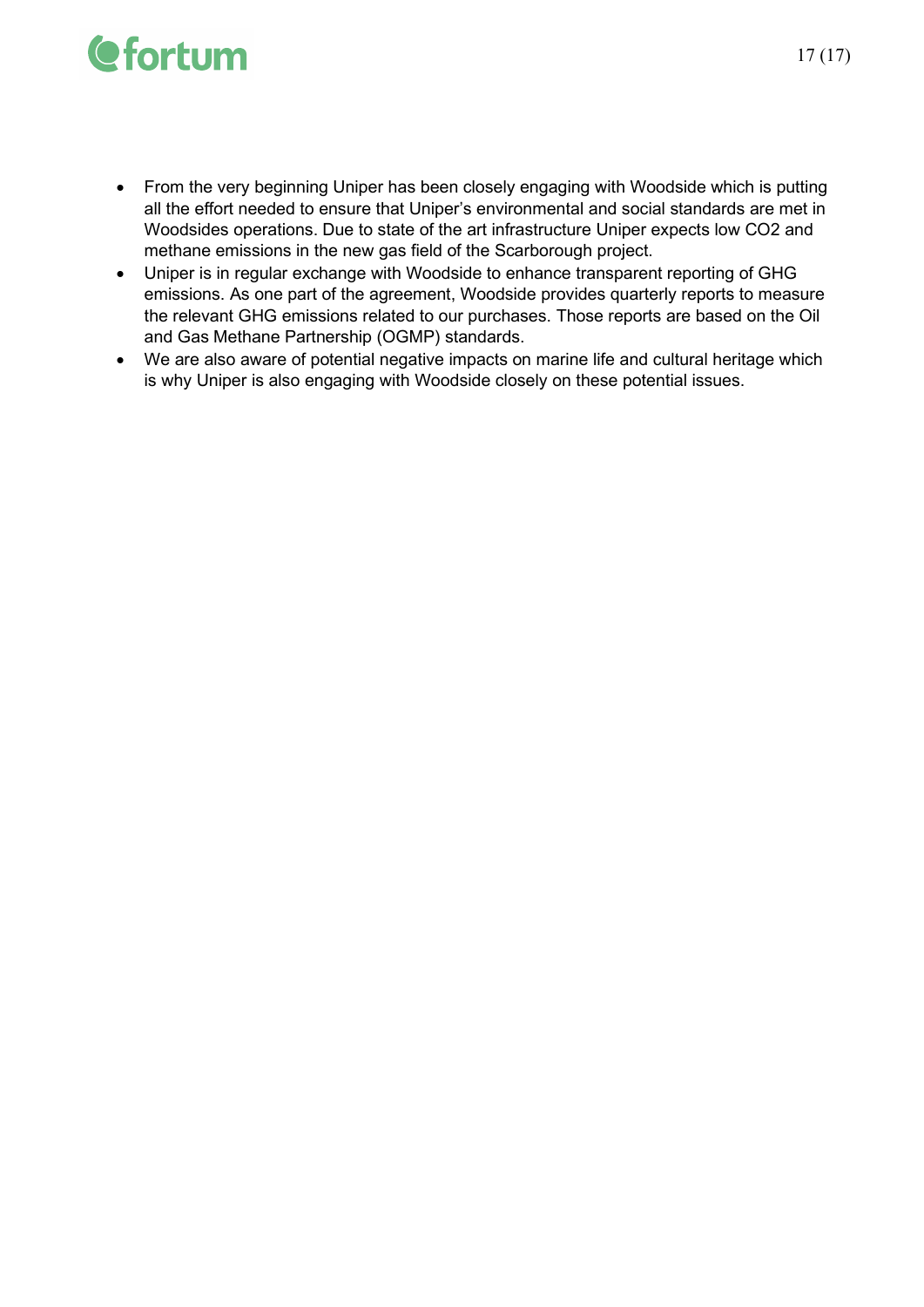- From the very beginning Uniper has been closely engaging with Woodside which is putting all the effort needed to ensure that Uniper's environmental and social standards are met in Woodsides operations. Due to state of the art infrastructure Uniper expects low $CO_2$ and methane emissions in the new gas field of the Scarborough project.
- Uniper is in regular exchange with Woodside to enhance transparent reporting of GHG emissions. As one part of the agreement, Woodside provides quarterly reports to measure the relevant GHG emissions related to our purchases. Those reports are based on the Oil and Gas Methane Partnership (OGMP) standards.
- We are also aware of potential negative impacts on marine life and cultural heritage which is why Uniper is also engaging with Woodside closely on these potential issues.